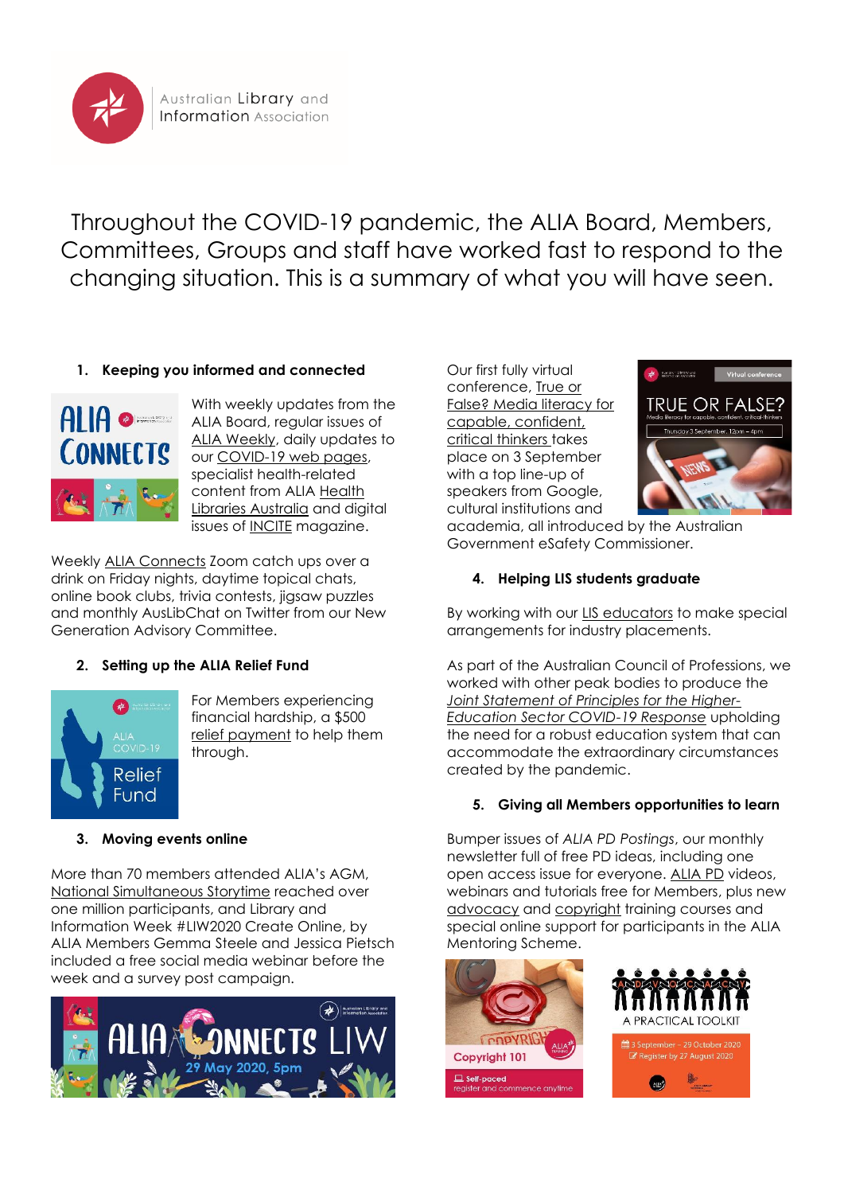Australian Library and Information Association

Throughout the COVID-19 pandemic, the ALIA Board, Members, Committees, Groups and staff have worked fast to respond to the changing situation. This is a summary of what you will have seen.

## 1. Keeping you informed and connected

With weekly updates from the ALIA Board, regular issues of ALIA Weekly, daily updates to our COVID-19 web pages, specialist health-related content from ALIA Health Libraries Australia and digital issues of INCITE magazine.

Weekly ALIA Connects Zoom catch ups over a drink on Friday nights, daytime topical chats, online book clubs, trivia contests, jigsaw puzzles and monthly AusLibChat on Twitter from our New Generation Advisory Committee.

## 2. Setting up the ALIA Relief Fund

For Members experiencing financial hardship, a $500 relief payment to help them through.

## 3. Moving events online

More than 70 members attended ALIA's AGM, National Simultaneous Storytime reached over one million participants, and Library and Information Week #LIW2020 Create Online, by ALIA Members Gemma Steele and Jessica Pietsch included a free social media webinar before the week and a survey post campaign.

Our first fully virtual conference, True or False? Media literacy for capable, confident, critical thinkers takes place on 3 September with a top line-up of speakers from Google, cultural institutions and academia, all introduced by the Australian Government eSafety Commissioner.

## 4. Helping LIS students graduate

By working with our LIS educators to make special arrangements for industry placements.

As part of the Australian Council of Professions, we worked with other peak bodies to produce the *Joint Statement of Principles for the Higher-Education Sector COVID-19 Response* upholding the need for a robust education system that can accommodate the extraordinary circumstances created by the pandemic.

## 5. Giving all Members opportunities to learn

Bumper issues of *ALIA PD Postings*, our monthly newsletter full of free PD ideas, including one open access issue for everyone. ALIA PD videos, webinars and tutorials free for Members, plus new advocacy and copyright training courses and special online support for participants in the ALIA Mentoring Scheme.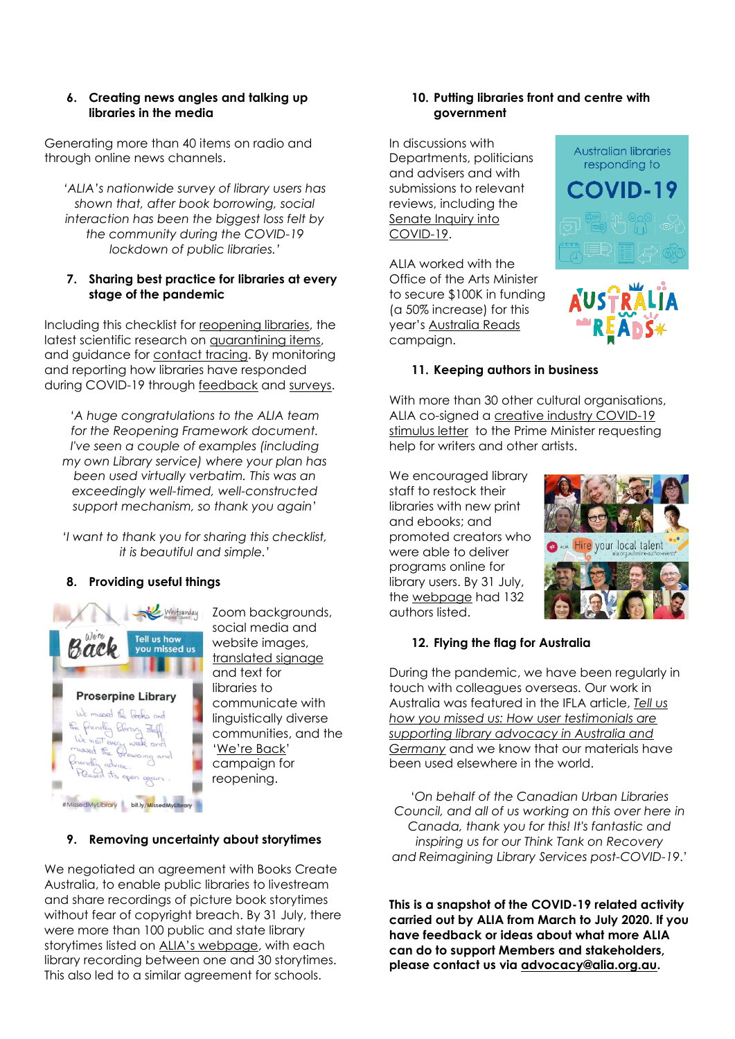### 6. Creating news angles and talking up libraries in the media

Generating more than 40 items on radio and through online news channels.

> *'ALIA's nationwide survey of library users has shown that, after book borrowing, social interaction has been the biggest loss felt by the community during the COVID-19 lockdown of public libraries.'*

### 7. Sharing best practice for libraries at every stage of the pandemic

Including this checklist for reopening libraries, the latest scientific research on quarantining items, and guidance for contact tracing. By monitoring and reporting how libraries have responded during COVID-19 through feedback and surveys.

> *'A huge congratulations to the ALIA team for the Reopening Framework document. I've seen a couple of examples (including my own Library service) where your plan has been used virtually verbatim. This was an exceedingly well-timed, well-constructed support mechanism, so thank you again'*

> *'I want to thank you for sharing this checklist, it is beautiful and simple.'*

### 8. Providing useful things

Zoom backgrounds, social media and website images, translated signage and text for libraries to communicate with linguistically diverse communities, and the 'We're Back' campaign for reopening.

### 9. Removing uncertainty about storytimes

We negotiated an agreement with Books Create Australia, to enable public libraries to livestream and share recordings of picture book storytimes without fear of copyright breach. By 31 July, there were more than 100 public and state library storytimes listed on ALIA's webpage, with each library recording between one and 30 storytimes. This also led to a similar agreement for schools.

### 10. Putting libraries front and centre with government

In discussions with Departments, politicians and advisers and with submissions to relevant reviews, including the Senate Inquiry into COVID-19.

ALIA worked with the Office of the Arts Minister to secure $100K in funding (a 50% increase) for this year's Australia Reads campaign.

### 11. Keeping authors in business

With more than 30 other cultural organisations, ALIA co-signed a creative industry COVID-19 stimulus letter to the Prime Minister requesting help for writers and other artists.

We encouraged library staff to restock their libraries with new print and ebooks; and promoted creators who were able to deliver programs online for library users. By 31 July, the webpage had 132 authors listed.

### 12. Flying the flag for Australia

During the pandemic, we have been regularly in touch with colleagues overseas. Our work in Australia was featured in the IFLA article, *Tell us how you missed us: How user testimonials are supporting library advocacy in Australia and Germany* and we know that our materials have been used elsewhere in the world.

> *'On behalf of the Canadian Urban Libraries Council, and all of us working on this over here in Canada, thank you for this! It's fantastic and inspiring us for our Think Tank on Recovery and Reimagining Library Services post-COVID-19.'*

**This is a snapshot of the COVID-19 related activity carried out by ALIA from March to July 2020. If you have feedback or ideas about what more ALIA can do to support Members and stakeholders, please contact us via advocacy@alia.org.au.**